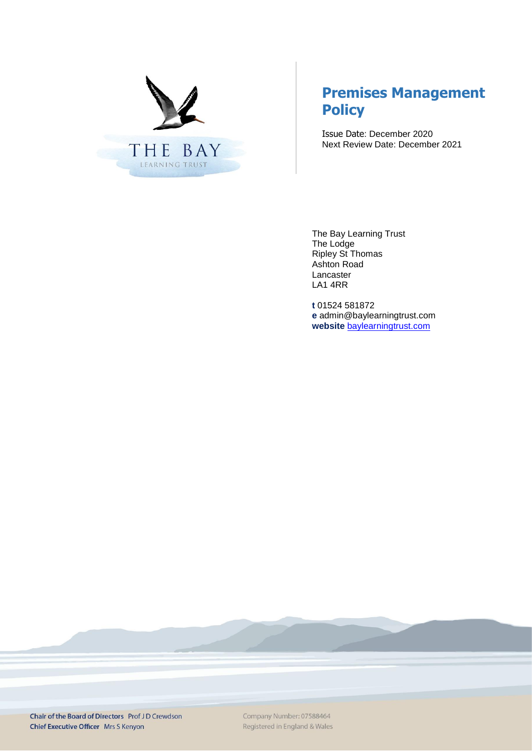THE BAY
LEARNING TRUST

# Premises Management Policy

Issue Date: December 2020
Next Review Date: December 2021

The Bay Learning Trust
The Lodge
Ripley St Thomas
Ashton Road
Lancaster
LA1 4RR

**t** 01524 581872
**e** admin@baylearningtrust.com
**website** [baylearningtrust.com](baylearningtrust.com)

**Chair of the Board of Directors** Prof J D Crewdson
**Chief Executive Officer** Mrs S Kenyon

Company Number: 07588464
Registered in England & Wales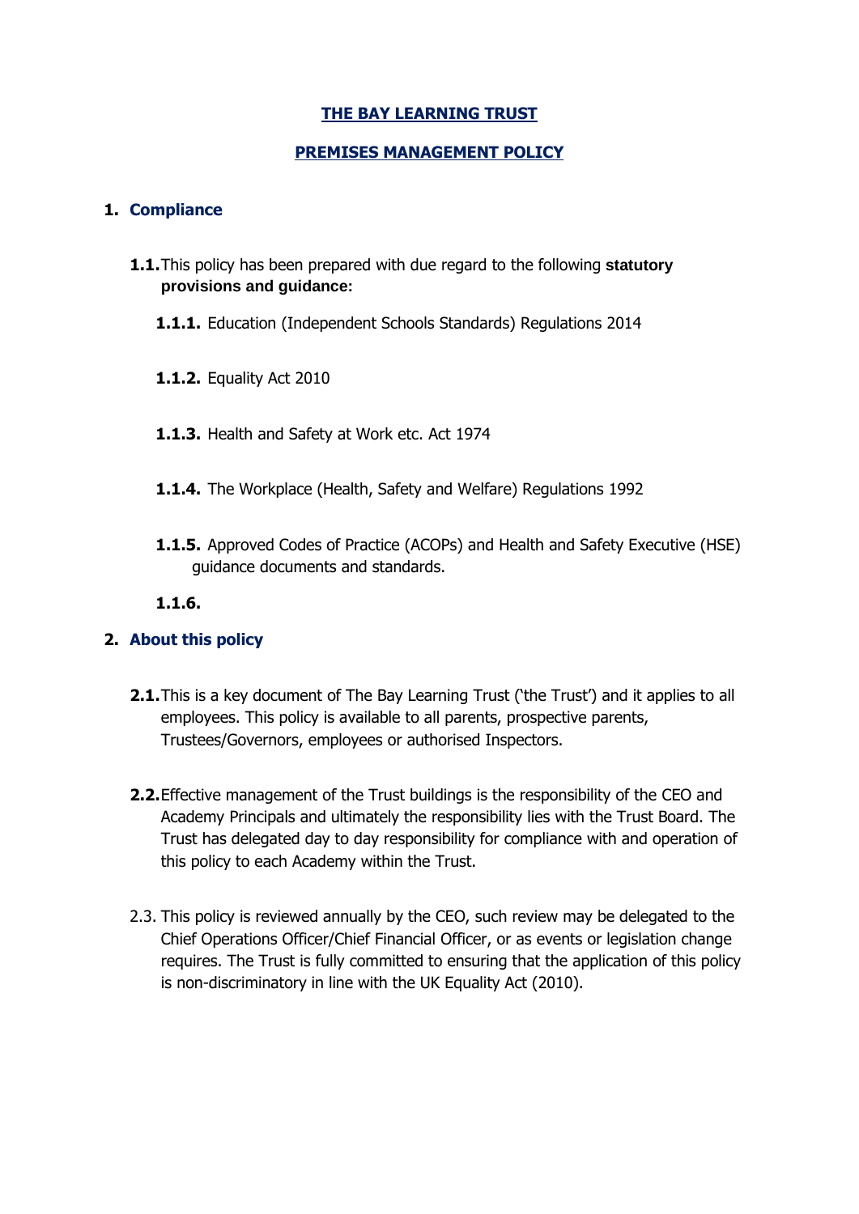**THE BAY LEARNING TRUST**

**PREMISES MANAGEMENT POLICY**

## 1. Compliance

**1.1.** This policy has been prepared with due regard to the following **statutory provisions and guidance:**

**1.1.1.** Education (Independent Schools Standards) Regulations 2014

**1.1.2.** Equality Act 2010

**1.1.3.** Health and Safety at Work etc. Act 1974

**1.1.4.** The Workplace (Health, Safety and Welfare) Regulations 1992

**1.1.5.** Approved Codes of Practice (ACOPs) and Health and Safety Executive (HSE) guidance documents and standards.

**1.1.6.**

## 2. About this policy

**2.1.** This is a key document of The Bay Learning Trust ('the Trust') and it applies to all employees. This policy is available to all parents, prospective parents, Trustees/Governors, employees or authorised Inspectors.

**2.2.** Effective management of the Trust buildings is the responsibility of the CEO and Academy Principals and ultimately the responsibility lies with the Trust Board. The Trust has delegated day to day responsibility for compliance with and operation of this policy to each Academy within the Trust.

2.3. This policy is reviewed annually by the CEO, such review may be delegated to the Chief Operations Officer/Chief Financial Officer, or as events or legislation change requires. The Trust is fully committed to ensuring that the application of this policy is non-discriminatory in line with the UK Equality Act (2010).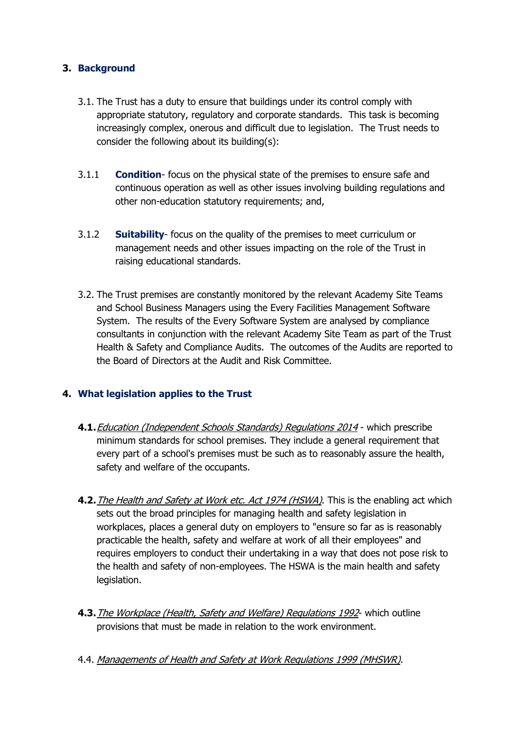## 3. Background

3.1. The Trust has a duty to ensure that buildings under its control comply with appropriate statutory, regulatory and corporate standards. This task is becoming increasingly complex, onerous and difficult due to legislation. The Trust needs to consider the following about its building(s):

3.1.1 **Condition**- focus on the physical state of the premises to ensure safe and continuous operation as well as other issues involving building regulations and other non-education statutory requirements; and,

3.1.2 **Suitability**- focus on the quality of the premises to meet curriculum or management needs and other issues impacting on the role of the Trust in raising educational standards.

3.2. The Trust premises are constantly monitored by the relevant Academy Site Teams and School Business Managers using the Every Facilities Management Software System. The results of the Every Software System are analysed by compliance consultants in conjunction with the relevant Academy Site Team as part of the Trust Health & Safety and Compliance Audits. The outcomes of the Audits are reported to the Board of Directors at the Audit and Risk Committee.

## 4. What legislation applies to the Trust

**4.1.** *Education (Independent Schools Standards) Regulations 2014* - which prescribe minimum standards for school premises. They include a general requirement that every part of a school's premises must be such as to reasonably assure the health, safety and welfare of the occupants.

**4.2.** *The Health and Safety at Work etc. Act 1974 (HSWA)*. This is the enabling act which sets out the broad principles for managing health and safety legislation in workplaces, places a general duty on employers to "ensure so far as is reasonably practicable the health, safety and welfare at work of all their employees" and requires employers to conduct their undertaking in a way that does not pose risk to the health and safety of non-employees. The HSWA is the main health and safety legislation.

**4.3.** *The Workplace (Health, Safety and Welfare) Regulations 1992*- which outline provisions that must be made in relation to the work environment.

4.4. *Managements of Health and Safety at Work Regulations 1999 (MHSWR)*.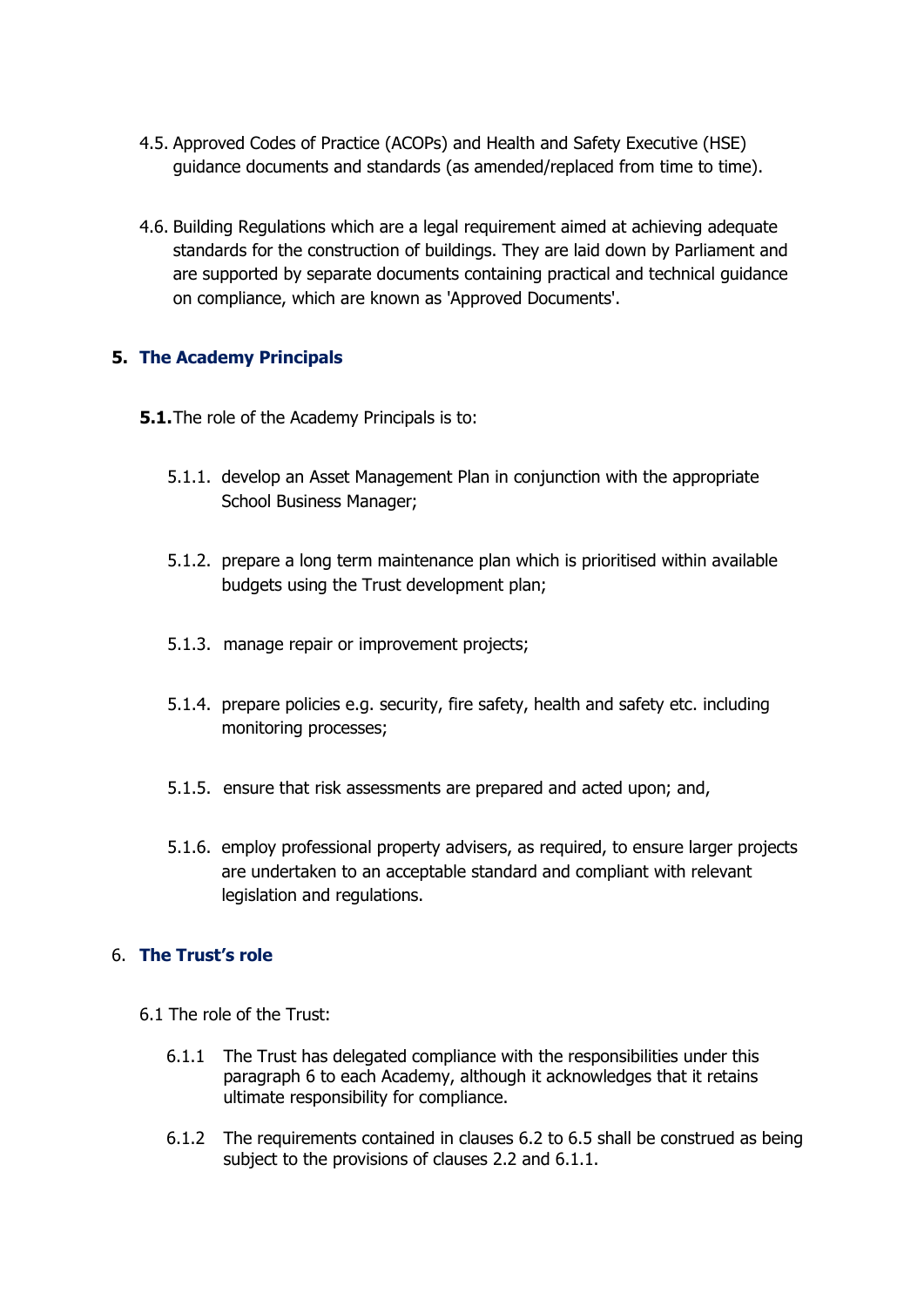4.5. Approved Codes of Practice (ACOPs) and Health and Safety Executive (HSE) guidance documents and standards (as amended/replaced from time to time).

4.6. Building Regulations which are a legal requirement aimed at achieving adequate standards for the construction of buildings. They are laid down by Parliament and are supported by separate documents containing practical and technical guidance on compliance, which are known as 'Approved Documents'.

## 5. The Academy Principals

**5.1.** The role of the Academy Principals is to:

5.1.1. develop an Asset Management Plan in conjunction with the appropriate School Business Manager;

5.1.2. prepare a long term maintenance plan which is prioritised within available budgets using the Trust development plan;

5.1.3. manage repair or improvement projects;

5.1.4. prepare policies e.g. security, fire safety, health and safety etc. including monitoring processes;

5.1.5. ensure that risk assessments are prepared and acted upon; and,

5.1.6. employ professional property advisers, as required, to ensure larger projects are undertaken to an acceptable standard and compliant with relevant legislation and regulations.

## 6. The Trust's role

6.1 The role of the Trust:

6.1.1 The Trust has delegated compliance with the responsibilities under this paragraph 6 to each Academy, although it acknowledges that it retains ultimate responsibility for compliance.

6.1.2 The requirements contained in clauses 6.2 to 6.5 shall be construed as being subject to the provisions of clauses 2.2 and 6.1.1.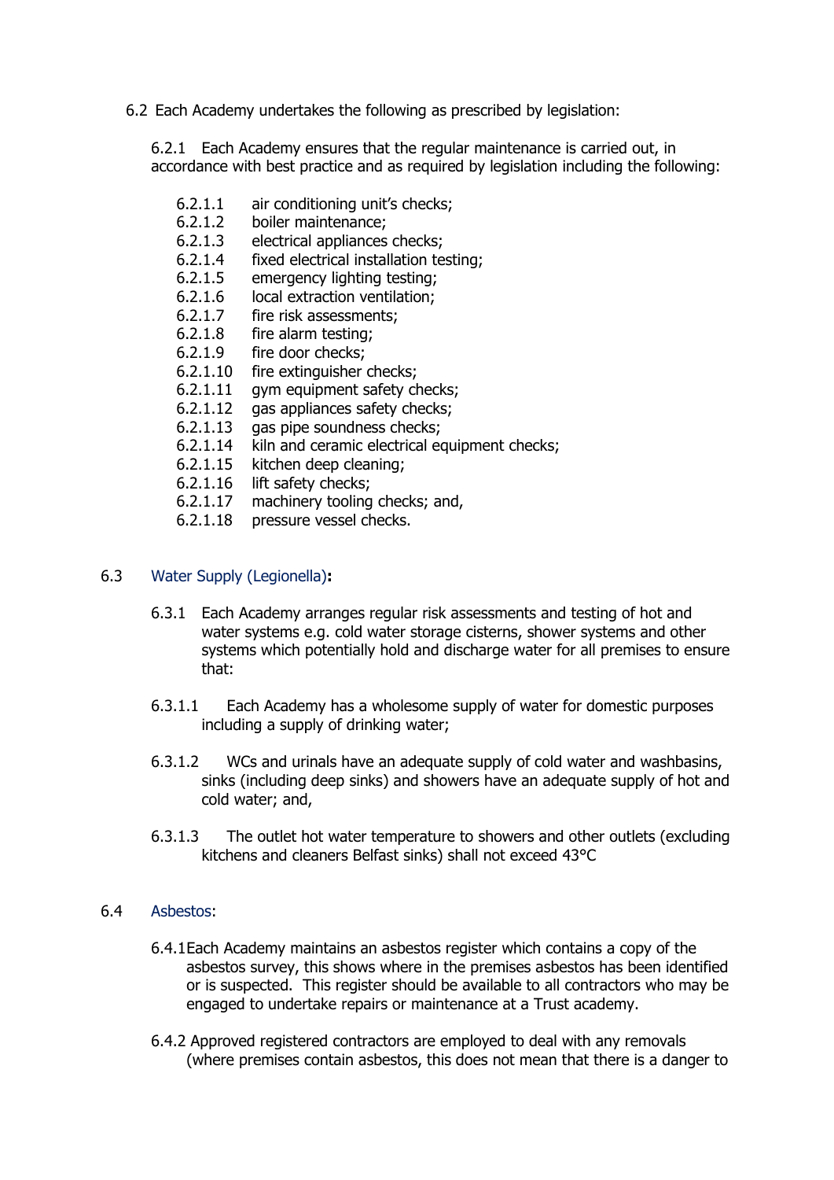6.2 Each Academy undertakes the following as prescribed by legislation:

6.2.1 Each Academy ensures that the regular maintenance is carried out, in accordance with best practice and as required by legislation including the following:

- 6.2.1.1 air conditioning unit's checks;
- 6.2.1.2 boiler maintenance;
- 6.2.1.3 electrical appliances checks;
- 6.2.1.4 fixed electrical installation testing;
- 6.2.1.5 emergency lighting testing;
- 6.2.1.6 local extraction ventilation;
- 6.2.1.7 fire risk assessments;
- 6.2.1.8 fire alarm testing;
- 6.2.1.9 fire door checks;
- 6.2.1.10 fire extinguisher checks;
- 6.2.1.11 gym equipment safety checks;
- 6.2.1.12 gas appliances safety checks;
- 6.2.1.13 gas pipe soundness checks;
- 6.2.1.14 kiln and ceramic electrical equipment checks;
- 6.2.1.15 kitchen deep cleaning;
- 6.2.1.16 lift safety checks;
- 6.2.1.17 machinery tooling checks; and,
- 6.2.1.18 pressure vessel checks.

## 6.3 Water Supply (Legionella):

6.3.1 Each Academy arranges regular risk assessments and testing of hot and water systems e.g. cold water storage cisterns, shower systems and other systems which potentially hold and discharge water for all premises to ensure that:

6.3.1.1 Each Academy has a wholesome supply of water for domestic purposes including a supply of drinking water;

6.3.1.2 WCs and urinals have an adequate supply of cold water and washbasins, sinks (including deep sinks) and showers have an adequate supply of hot and cold water; and,

6.3.1.3 The outlet hot water temperature to showers and other outlets (excluding kitchens and cleaners Belfast sinks) shall not exceed 43°C

## 6.4 Asbestos:

6.4.1 Each Academy maintains an asbestos register which contains a copy of the asbestos survey, this shows where in the premises asbestos has been identified or is suspected. This register should be available to all contractors who may be engaged to undertake repairs or maintenance at a Trust academy.

6.4.2 Approved registered contractors are employed to deal with any removals (where premises contain asbestos, this does not mean that there is a danger to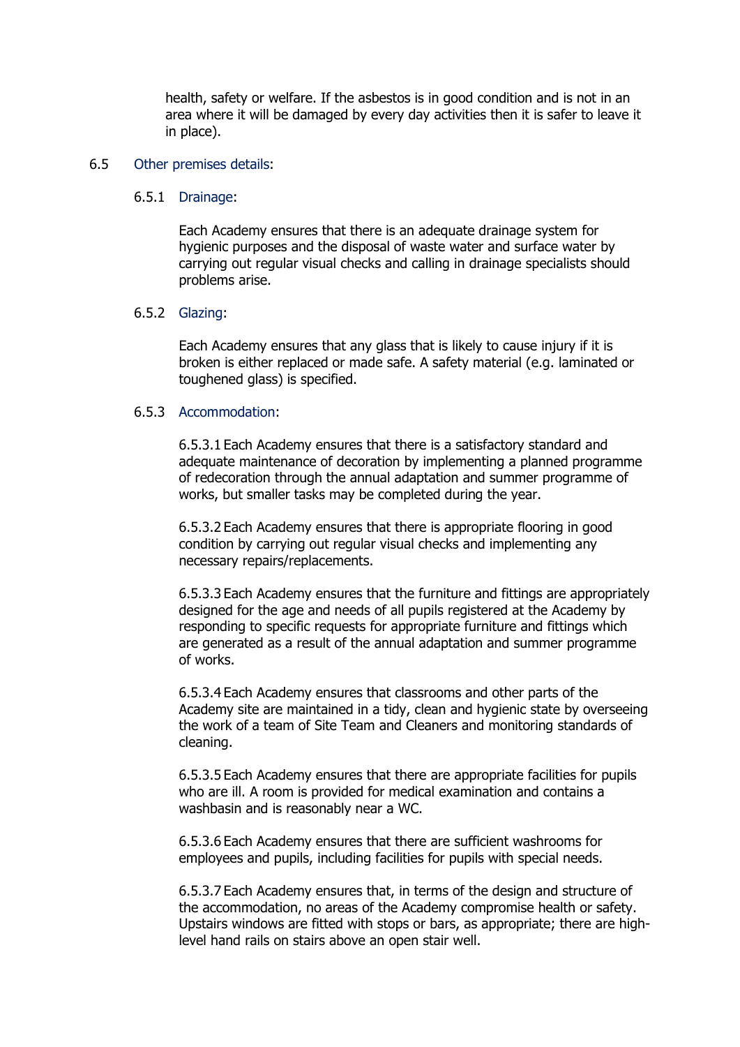health, safety or welfare. If the asbestos is in good condition and is not in an area where it will be damaged by every day activities then it is safer to leave it in place).

6.5 Other premises details:

6.5.1 Drainage:

Each Academy ensures that there is an adequate drainage system for hygienic purposes and the disposal of waste water and surface water by carrying out regular visual checks and calling in drainage specialists should problems arise.

6.5.2 Glazing:

Each Academy ensures that any glass that is likely to cause injury if it is broken is either replaced or made safe. A safety material (e.g. laminated or toughened glass) is specified.

6.5.3 Accommodation:

6.5.3.1 Each Academy ensures that there is a satisfactory standard and adequate maintenance of decoration by implementing a planned programme of redecoration through the annual adaptation and summer programme of works, but smaller tasks may be completed during the year.

6.5.3.2 Each Academy ensures that there is appropriate flooring in good condition by carrying out regular visual checks and implementing any necessary repairs/replacements.

6.5.3.3 Each Academy ensures that the furniture and fittings are appropriately designed for the age and needs of all pupils registered at the Academy by responding to specific requests for appropriate furniture and fittings which are generated as a result of the annual adaptation and summer programme of works.

6.5.3.4 Each Academy ensures that classrooms and other parts of the Academy site are maintained in a tidy, clean and hygienic state by overseeing the work of a team of Site Team and Cleaners and monitoring standards of cleaning.

6.5.3.5 Each Academy ensures that there are appropriate facilities for pupils who are ill. A room is provided for medical examination and contains a washbasin and is reasonably near a WC.

6.5.3.6 Each Academy ensures that there are sufficient washrooms for employees and pupils, including facilities for pupils with special needs.

6.5.3.7 Each Academy ensures that, in terms of the design and structure of the accommodation, no areas of the Academy compromise health or safety. Upstairs windows are fitted with stops or bars, as appropriate; there are high-level hand rails on stairs above an open stair well.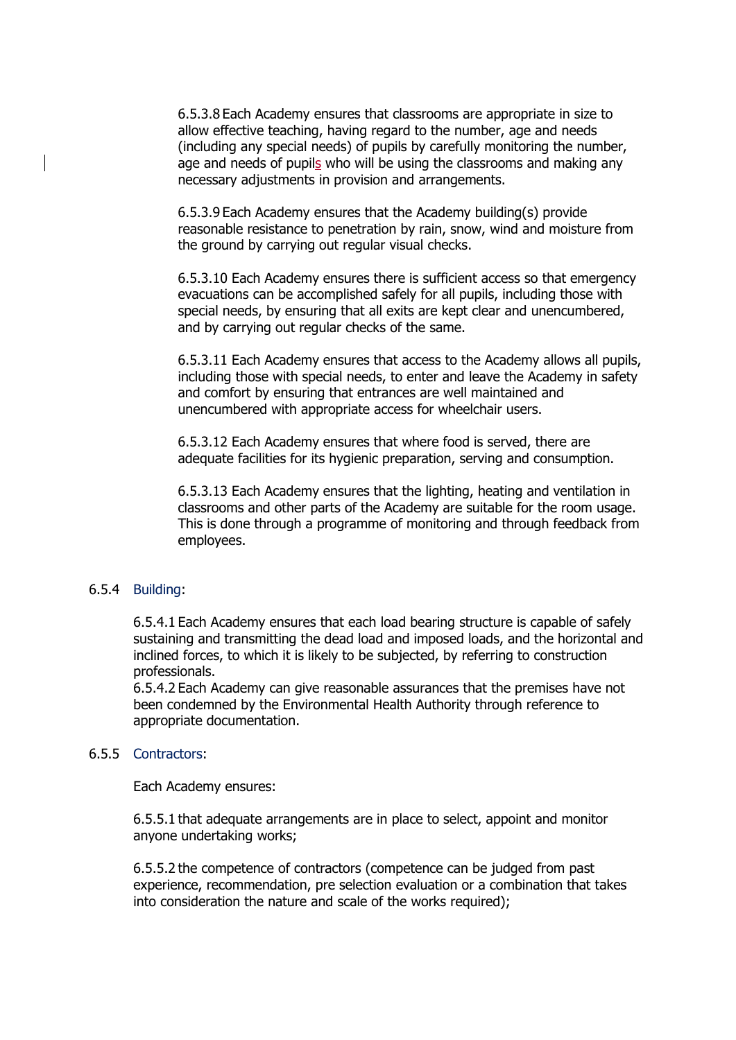6.5.3.8 Each Academy ensures that classrooms are appropriate in size to allow effective teaching, having regard to the number, age and needs (including any special needs) of pupils by carefully monitoring the number, age and needs of pupils who will be using the classrooms and making any necessary adjustments in provision and arrangements.

6.5.3.9 Each Academy ensures that the Academy building(s) provide reasonable resistance to penetration by rain, snow, wind and moisture from the ground by carrying out regular visual checks.

6.5.3.10 Each Academy ensures there is sufficient access so that emergency evacuations can be accomplished safely for all pupils, including those with special needs, by ensuring that all exits are kept clear and unencumbered, and by carrying out regular checks of the same.

6.5.3.11 Each Academy ensures that access to the Academy allows all pupils, including those with special needs, to enter and leave the Academy in safety and comfort by ensuring that entrances are well maintained and unencumbered with appropriate access for wheelchair users.

6.5.3.12 Each Academy ensures that where food is served, there are adequate facilities for its hygienic preparation, serving and consumption.

6.5.3.13 Each Academy ensures that the lighting, heating and ventilation in classrooms and other parts of the Academy are suitable for the room usage. This is done through a programme of monitoring and through feedback from employees.

### 6.5.4 Building:

6.5.4.1 Each Academy ensures that each load bearing structure is capable of safely sustaining and transmitting the dead load and imposed loads, and the horizontal and inclined forces, to which it is likely to be subjected, by referring to construction professionals.

6.5.4.2 Each Academy can give reasonable assurances that the premises have not been condemned by the Environmental Health Authority through reference to appropriate documentation.

### 6.5.5 Contractors:

Each Academy ensures:

6.5.5.1 that adequate arrangements are in place to select, appoint and monitor anyone undertaking works;

6.5.5.2 the competence of contractors (competence can be judged from past experience, recommendation, pre selection evaluation or a combination that takes into consideration the nature and scale of the works required);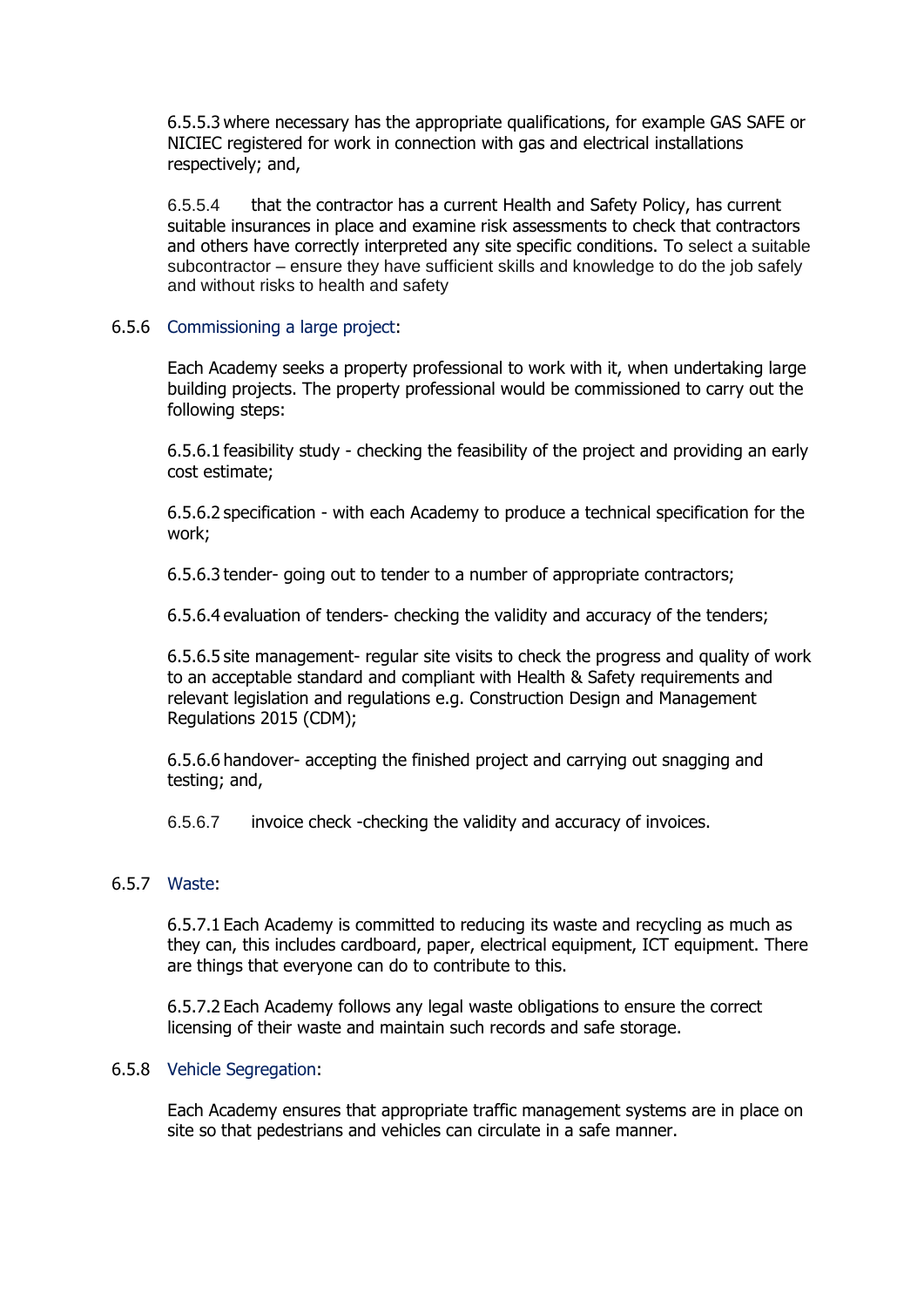6.5.5.3 where necessary has the appropriate qualifications, for example GAS SAFE or NICIEC registered for work in connection with gas and electrical installations respectively; and,

6.5.5.4 that the contractor has a current Health and Safety Policy, has current suitable insurances in place and examine risk assessments to check that contractors and others have correctly interpreted any site specific conditions. To select a suitable subcontractor – ensure they have sufficient skills and knowledge to do the job safely and without risks to health and safety

6.5.6 Commissioning a large project:

Each Academy seeks a property professional to work with it, when undertaking large building projects. The property professional would be commissioned to carry out the following steps:

6.5.6.1 feasibility study - checking the feasibility of the project and providing an early cost estimate;

6.5.6.2 specification - with each Academy to produce a technical specification for the work;

6.5.6.3 tender- going out to tender to a number of appropriate contractors;

6.5.6.4 evaluation of tenders- checking the validity and accuracy of the tenders;

6.5.6.5 site management- regular site visits to check the progress and quality of work to an acceptable standard and compliant with Health & Safety requirements and relevant legislation and regulations e.g. Construction Design and Management Regulations 2015 (CDM);

6.5.6.6 handover- accepting the finished project and carrying out snagging and testing; and,

6.5.6.7 invoice check -checking the validity and accuracy of invoices.

6.5.7 Waste:

6.5.7.1 Each Academy is committed to reducing its waste and recycling as much as they can, this includes cardboard, paper, electrical equipment, ICT equipment. There are things that everyone can do to contribute to this.

6.5.7.2 Each Academy follows any legal waste obligations to ensure the correct licensing of their waste and maintain such records and safe storage.

6.5.8 Vehicle Segregation:

Each Academy ensures that appropriate traffic management systems are in place on site so that pedestrians and vehicles can circulate in a safe manner.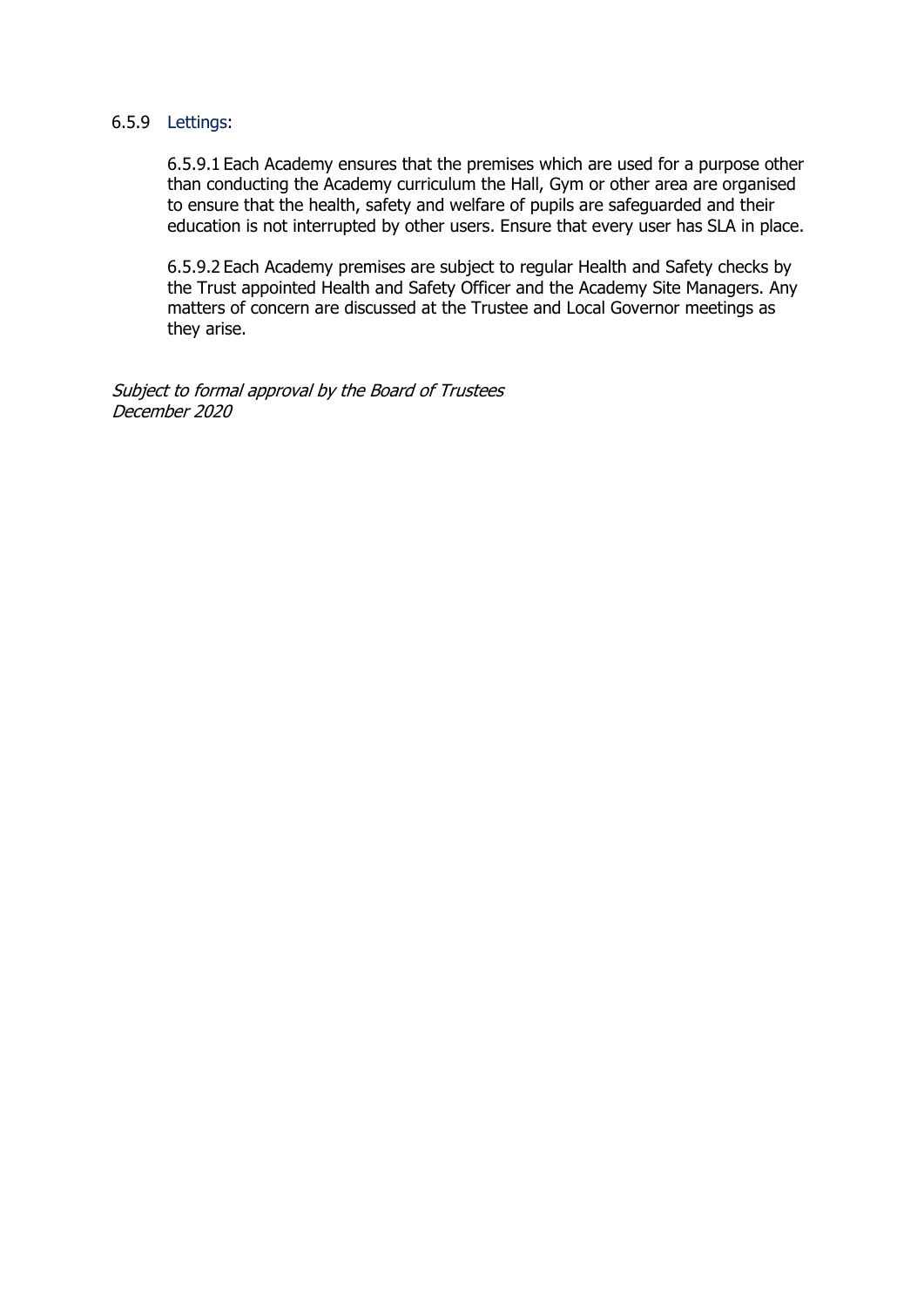### 6.5.9 Lettings:

6.5.9.1 Each Academy ensures that the premises which are used for a purpose other than conducting the Academy curriculum the Hall, Gym or other area are organised to ensure that the health, safety and welfare of pupils are safeguarded and their education is not interrupted by other users. Ensure that every user has SLA in place.

6.5.9.2 Each Academy premises are subject to regular Health and Safety checks by the Trust appointed Health and Safety Officer and the Academy Site Managers. Any matters of concern are discussed at the Trustee and Local Governor meetings as they arise.

*Subject to formal approval by the Board of Trustees*
*December 2020*